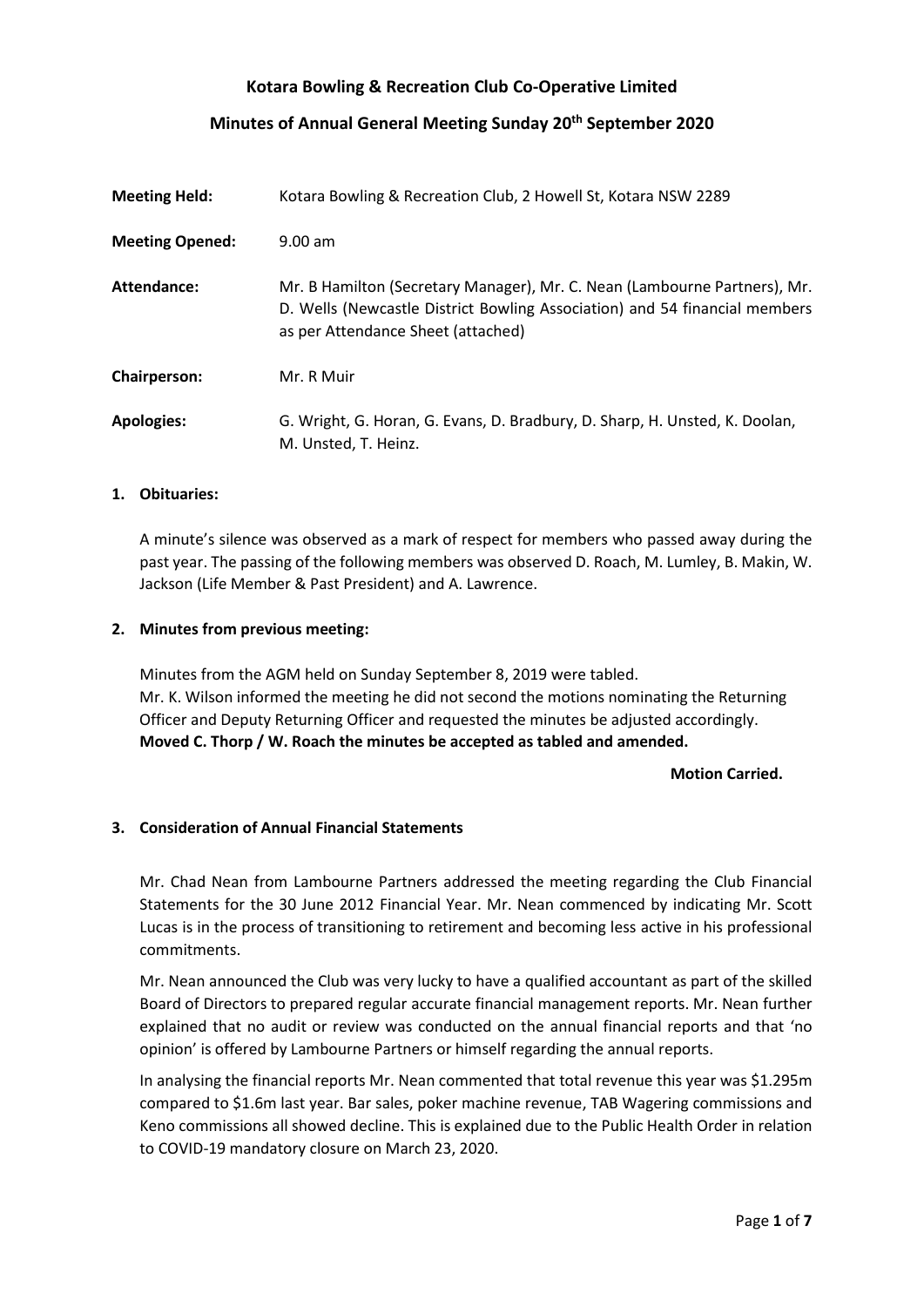# Kotara Bowling & Recreation Club Co-Operative Limited

## Minutes of Annual General Meeting Sunday 20th September 2020

| | |
|---|---|
| **Meeting Held:** | Kotara Bowling & Recreation Club, 2 Howell St, Kotara NSW 2289 |
| **Meeting Opened:** | 9.00 am |
| **Attendance:** | Mr. B Hamilton (Secretary Manager), Mr. C. Nean (Lambourne Partners), Mr. D. Wells (Newcastle District Bowling Association) and 54 financial members as per Attendance Sheet (attached) |
| **Chairperson:** | Mr. R Muir |
| **Apologies:** | G. Wright, G. Horan, G. Evans, D. Bradbury, D. Sharp, H. Unsted, K. Doolan, M. Unsted, T. Heinz. |

### 1. Obituaries:

A minute's silence was observed as a mark of respect for members who passed away during the past year. The passing of the following members was observed D. Roach, M. Lumley, B. Makin, W. Jackson (Life Member & Past President) and A. Lawrence.

### 2. Minutes from previous meeting:

Minutes from the AGM held on Sunday September 8, 2019 were tabled.
Mr. K. Wilson informed the meeting he did not second the motions nominating the Returning Officer and Deputy Returning Officer and requested the minutes be adjusted accordingly.
**Moved C. Thorp / W. Roach the minutes be accepted as tabled and amended.**

**Motion Carried.**

### 3. Consideration of Annual Financial Statements

Mr. Chad Nean from Lambourne Partners addressed the meeting regarding the Club Financial Statements for the 30 June 2012 Financial Year. Mr. Nean commenced by indicating Mr. Scott Lucas is in the process of transitioning to retirement and becoming less active in his professional commitments.

Mr. Nean announced the Club was very lucky to have a qualified accountant as part of the skilled Board of Directors to prepared regular accurate financial management reports. Mr. Nean further explained that no audit or review was conducted on the annual financial reports and that 'no opinion' is offered by Lambourne Partners or himself regarding the annual reports.

In analysing the financial reports Mr. Nean commented that total revenue this year was $1.295m compared to $1.6m last year. Bar sales, poker machine revenue, TAB Wagering commissions and Keno commissions all showed decline. This is explained due to the Public Health Order in relation to COVID-19 mandatory closure on March 23, 2020.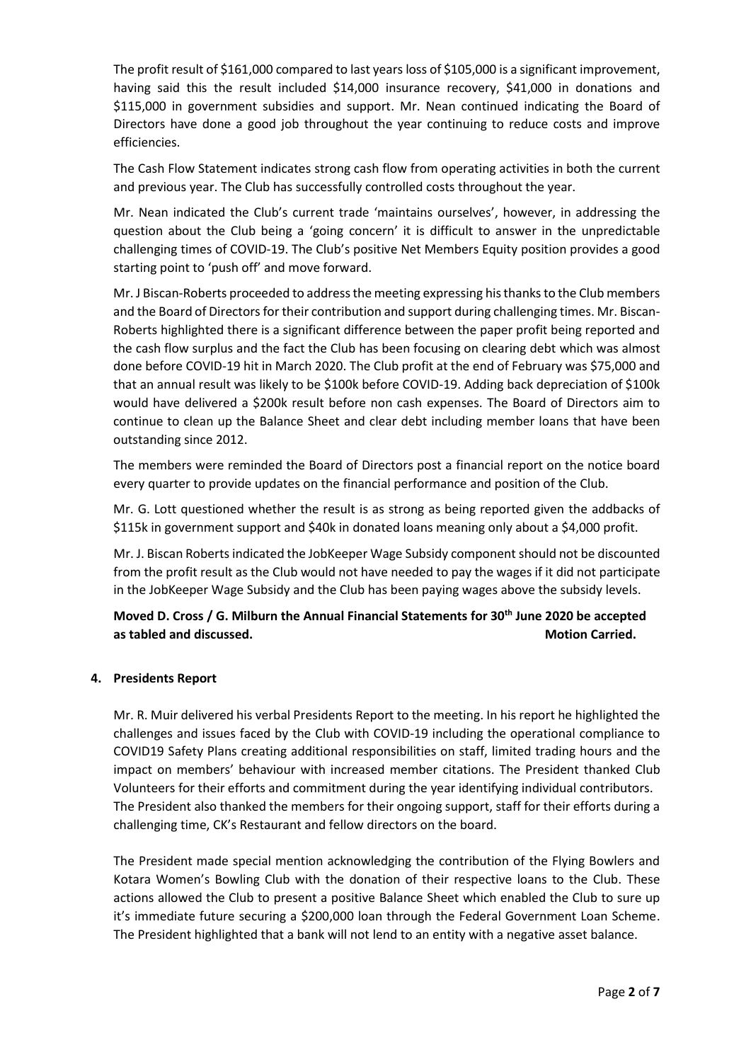The profit result of $161,000 compared to last years loss of $105,000 is a significant improvement, having said this the result included $14,000 insurance recovery, $41,000 in donations and $115,000 in government subsidies and support. Mr. Nean continued indicating the Board of Directors have done a good job throughout the year continuing to reduce costs and improve efficiencies.

The Cash Flow Statement indicates strong cash flow from operating activities in both the current and previous year. The Club has successfully controlled costs throughout the year.

Mr. Nean indicated the Club's current trade 'maintains ourselves', however, in addressing the question about the Club being a 'going concern' it is difficult to answer in the unpredictable challenging times of COVID-19. The Club's positive Net Members Equity position provides a good starting point to 'push off' and move forward.

Mr. J Biscan-Roberts proceeded to address the meeting expressing his thanks to the Club members and the Board of Directors for their contribution and support during challenging times. Mr. Biscan-Roberts highlighted there is a significant difference between the paper profit being reported and the cash flow surplus and the fact the Club has been focusing on clearing debt which was almost done before COVID-19 hit in March 2020. The Club profit at the end of February was $75,000 and that an annual result was likely to be $100k before COVID-19. Adding back depreciation of $100k would have delivered a $200k result before non cash expenses. The Board of Directors aim to continue to clean up the Balance Sheet and clear debt including member loans that have been outstanding since 2012.

The members were reminded the Board of Directors post a financial report on the notice board every quarter to provide updates on the financial performance and position of the Club.

Mr. G. Lott questioned whether the result is as strong as being reported given the addbacks of $115k in government support and $40k in donated loans meaning only about a $4,000 profit.

Mr. J. Biscan Roberts indicated the JobKeeper Wage Subsidy component should not be discounted from the profit result as the Club would not have needed to pay the wages if it did not participate in the JobKeeper Wage Subsidy and the Club has been paying wages above the subsidy levels.

**Moved D. Cross / G. Milburn the Annual Financial Statements for 30th June 2020 be accepted as tabled and discussed. Motion Carried.**

### 4. Presidents Report

Mr. R. Muir delivered his verbal Presidents Report to the meeting. In his report he highlighted the challenges and issues faced by the Club with COVID-19 including the operational compliance to COVID19 Safety Plans creating additional responsibilities on staff, limited trading hours and the impact on members' behaviour with increased member citations. The President thanked Club Volunteers for their efforts and commitment during the year identifying individual contributors. The President also thanked the members for their ongoing support, staff for their efforts during a challenging time, CK's Restaurant and fellow directors on the board.

The President made special mention acknowledging the contribution of the Flying Bowlers and Kotara Women's Bowling Club with the donation of their respective loans to the Club. These actions allowed the Club to present a positive Balance Sheet which enabled the Club to sure up it's immediate future securing a $200,000 loan through the Federal Government Loan Scheme. The President highlighted that a bank will not lend to an entity with a negative asset balance.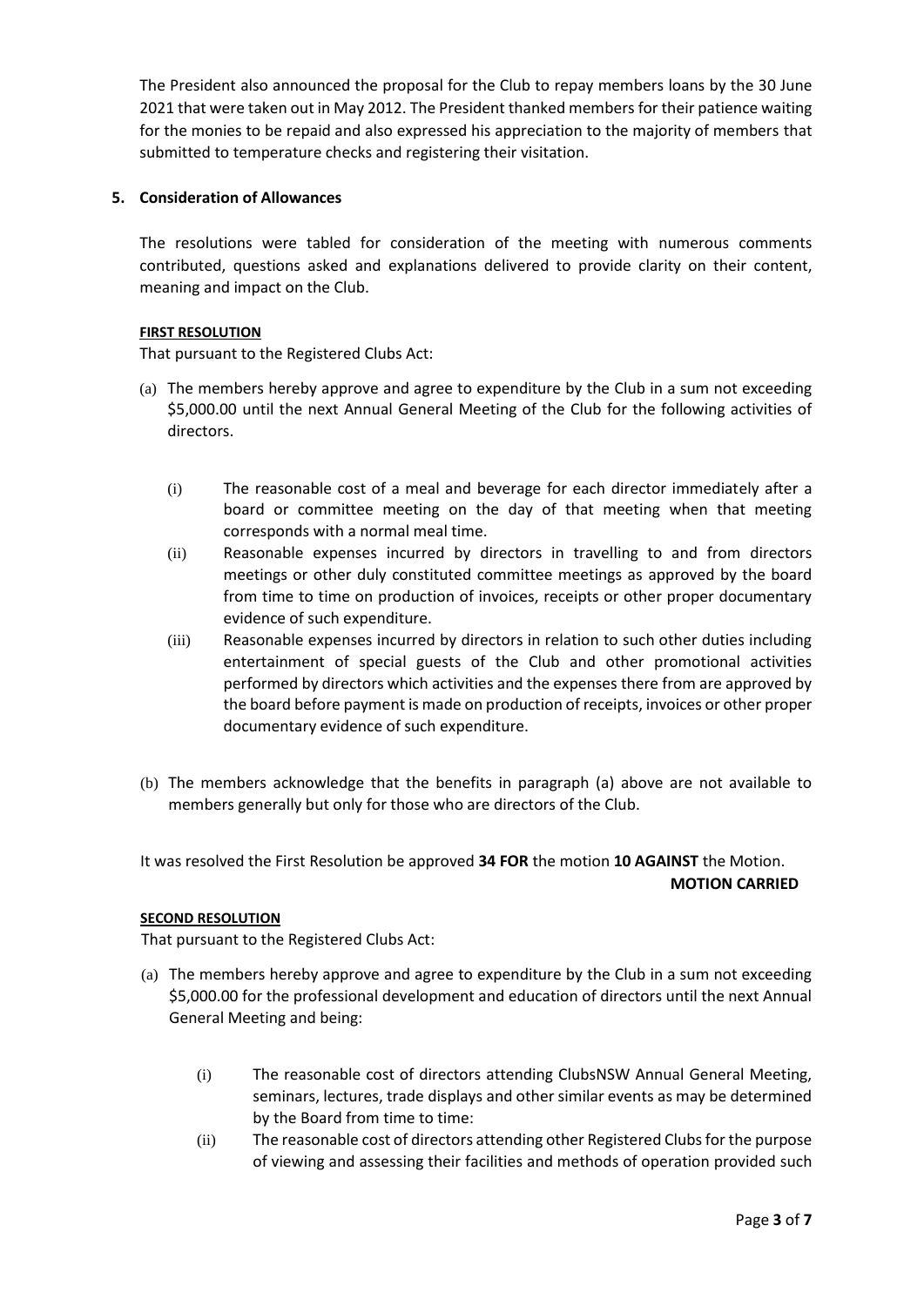The President also announced the proposal for the Club to repay members loans by the 30 June 2021 that were taken out in May 2012. The President thanked members for their patience waiting for the monies to be repaid and also expressed his appreciation to the majority of members that submitted to temperature checks and registering their visitation.

## 5. Consideration of Allowances

The resolutions were tabled for consideration of the meeting with numerous comments contributed, questions asked and explanations delivered to provide clarity on their content, meaning and impact on the Club.

**FIRST RESOLUTION**

That pursuant to the Registered Clubs Act:

(a) The members hereby approve and agree to expenditure by the Club in a sum not exceeding $5,000.00 until the next Annual General Meeting of the Club for the following activities of directors.

  (i) The reasonable cost of a meal and beverage for each director immediately after a board or committee meeting on the day of that meeting when that meeting corresponds with a normal meal time.

  (ii) Reasonable expenses incurred by directors in travelling to and from directors meetings or other duly constituted committee meetings as approved by the board from time to time on production of invoices, receipts or other proper documentary evidence of such expenditure.

  (iii) Reasonable expenses incurred by directors in relation to such other duties including entertainment of special guests of the Club and other promotional activities performed by directors which activities and the expenses there from are approved by the board before payment is made on production of receipts, invoices or other proper documentary evidence of such expenditure.

(b) The members acknowledge that the benefits in paragraph (a) above are not available to members generally but only for those who are directors of the Club.

It was resolved the First Resolution be approved **34 FOR** the motion **10 AGAINST** the Motion.

**MOTION CARRIED**

**SECOND RESOLUTION**

That pursuant to the Registered Clubs Act:

(a) The members hereby approve and agree to expenditure by the Club in a sum not exceeding $5,000.00 for the professional development and education of directors until the next Annual General Meeting and being:

  (i) The reasonable cost of directors attending ClubsNSW Annual General Meeting, seminars, lectures, trade displays and other similar events as may be determined by the Board from time to time:

  (ii) The reasonable cost of directors attending other Registered Clubs for the purpose of viewing and assessing their facilities and methods of operation provided such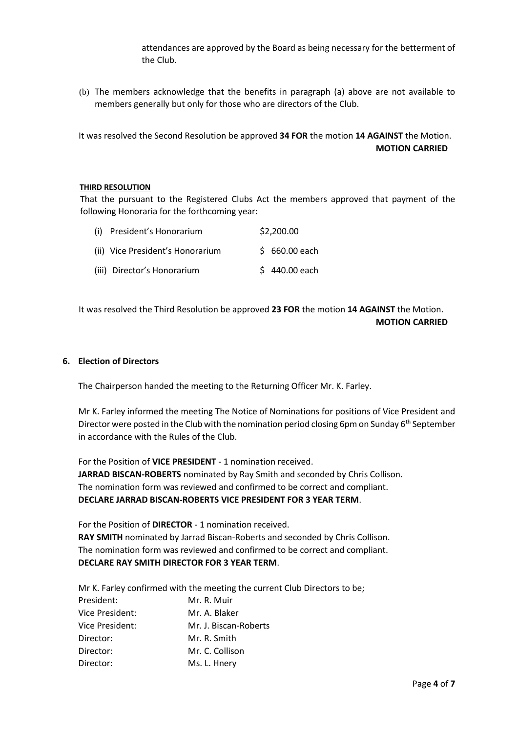attendances are approved by the Board as being necessary for the betterment of the Club.

(b) The members acknowledge that the benefits in paragraph (a) above are not available to members generally but only for those who are directors of the Club.

It was resolved the Second Resolution be approved **34 FOR** the motion **14 AGAINST** the Motion.

**MOTION CARRIED**

**THIRD RESOLUTION**

That the pursuant to the Registered Clubs Act the members approved that payment of the following Honoraria for the forthcoming year:

| | |
|---|---|
| (i) President's Honorarium | \$2,200.00 |
| (ii) Vice President's Honorarium | \$ 660.00 each |
| (iii) Director's Honorarium | \$ 440.00 each |

It was resolved the Third Resolution be approved **23 FOR** the motion **14 AGAINST** the Motion.

**MOTION CARRIED**

## 6. Election of Directors

The Chairperson handed the meeting to the Returning Officer Mr. K. Farley.

Mr K. Farley informed the meeting The Notice of Nominations for positions of Vice President and Director were posted in the Club with the nomination period closing 6pm on Sunday 6th September in accordance with the Rules of the Club.

For the Position of **VICE PRESIDENT** - 1 nomination received.
**JARRAD BISCAN-ROBERTS** nominated by Ray Smith and seconded by Chris Collison.
The nomination form was reviewed and confirmed to be correct and compliant.
**DECLARE JARRAD BISCAN-ROBERTS VICE PRESIDENT FOR 3 YEAR TERM**.

For the Position of **DIRECTOR** - 1 nomination received.
**RAY SMITH** nominated by Jarrad Biscan-Roberts and seconded by Chris Collison.
The nomination form was reviewed and confirmed to be correct and compliant.
**DECLARE RAY SMITH DIRECTOR FOR 3 YEAR TERM**.

Mr K. Farley confirmed with the meeting the current Club Directors to be;

| | |
|---|---|
| President: | Mr. R. Muir |
| Vice President: | Mr. A. Blaker |
| Vice President: | Mr. J. Biscan-Roberts |
| Director: | Mr. R. Smith |
| Director: | Mr. C. Collison |
| Director: | Ms. L. Hnery |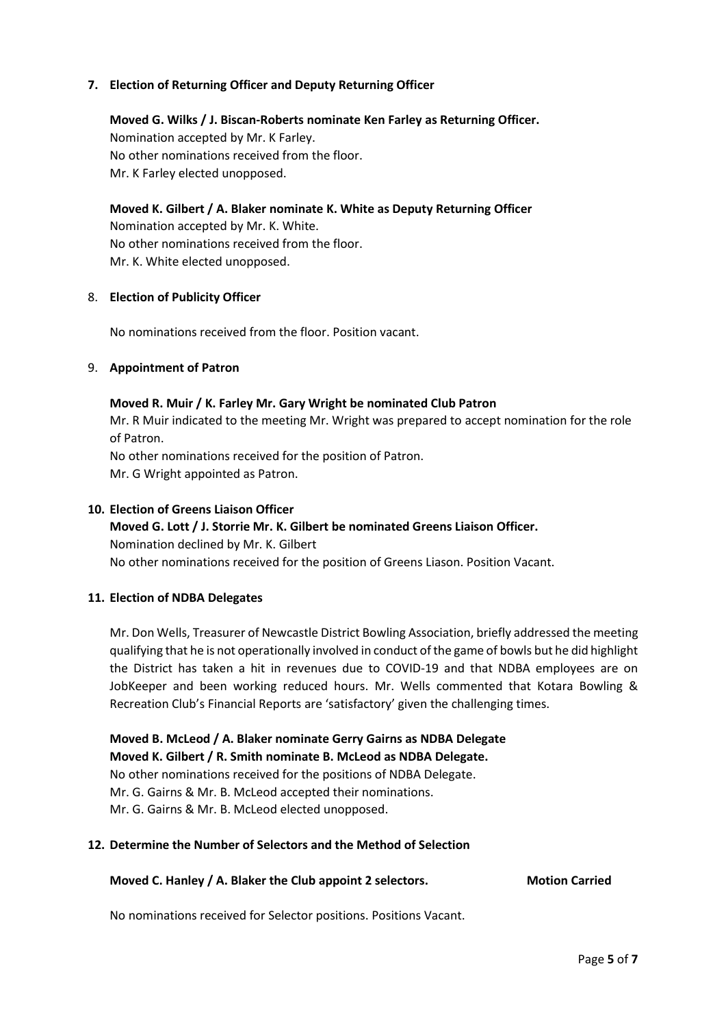**7. Election of Returning Officer and Deputy Returning Officer**

**Moved G. Wilks / J. Biscan-Roberts nominate Ken Farley as Returning Officer.**
Nomination accepted by Mr. K Farley.
No other nominations received from the floor.
Mr. K Farley elected unopposed.

**Moved K. Gilbert / A. Blaker nominate K. White as Deputy Returning Officer**
Nomination accepted by Mr. K. White.
No other nominations received from the floor.
Mr. K. White elected unopposed.

8. **Election of Publicity Officer**

No nominations received from the floor. Position vacant.

9. **Appointment of Patron**

**Moved R. Muir / K. Farley Mr. Gary Wright be nominated Club Patron**
Mr. R Muir indicated to the meeting Mr. Wright was prepared to accept nomination for the role of Patron.
No other nominations received for the position of Patron.
Mr. G Wright appointed as Patron.

**10. Election of Greens Liaison Officer**

**Moved G. Lott / J. Storrie Mr. K. Gilbert be nominated Greens Liaison Officer.**
Nomination declined by Mr. K. Gilbert
No other nominations received for the position of Greens Liason. Position Vacant.

**11. Election of NDBA Delegates**

Mr. Don Wells, Treasurer of Newcastle District Bowling Association, briefly addressed the meeting qualifying that he is not operationally involved in conduct of the game of bowls but he did highlight the District has taken a hit in revenues due to COVID-19 and that NDBA employees are on JobKeeper and been working reduced hours. Mr. Wells commented that Kotara Bowling & Recreation Club's Financial Reports are 'satisfactory' given the challenging times.

**Moved B. McLeod / A. Blaker nominate Gerry Gairns as NDBA Delegate**
**Moved K. Gilbert / R. Smith nominate B. McLeod as NDBA Delegate.**
No other nominations received for the positions of NDBA Delegate.
Mr. G. Gairns & Mr. B. McLeod accepted their nominations.
Mr. G. Gairns & Mr. B. McLeod elected unopposed.

**12. Determine the Number of Selectors and the Method of Selection**

**Moved C. Hanley / A. Blaker the Club appoint 2 selectors.** **Motion Carried**

No nominations received for Selector positions. Positions Vacant.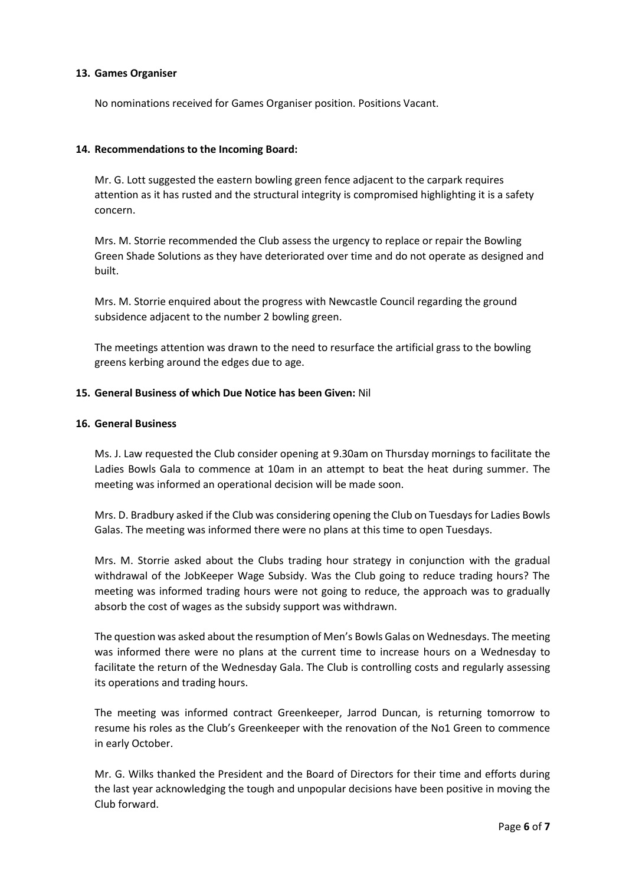**13. Games Organiser**

No nominations received for Games Organiser position. Positions Vacant.

**14. Recommendations to the Incoming Board:**

Mr. G. Lott suggested the eastern bowling green fence adjacent to the carpark requires attention as it has rusted and the structural integrity is compromised highlighting it is a safety concern.

Mrs. M. Storrie recommended the Club assess the urgency to replace or repair the Bowling Green Shade Solutions as they have deteriorated over time and do not operate as designed and built.

Mrs. M. Storrie enquired about the progress with Newcastle Council regarding the ground subsidence adjacent to the number 2 bowling green.

The meetings attention was drawn to the need to resurface the artificial grass to the bowling greens kerbing around the edges due to age.

**15. General Business of which Due Notice has been Given:** Nil

**16. General Business**

Ms. J. Law requested the Club consider opening at 9.30am on Thursday mornings to facilitate the Ladies Bowls Gala to commence at 10am in an attempt to beat the heat during summer. The meeting was informed an operational decision will be made soon.

Mrs. D. Bradbury asked if the Club was considering opening the Club on Tuesdays for Ladies Bowls Galas. The meeting was informed there were no plans at this time to open Tuesdays.

Mrs. M. Storrie asked about the Clubs trading hour strategy in conjunction with the gradual withdrawal of the JobKeeper Wage Subsidy. Was the Club going to reduce trading hours? The meeting was informed trading hours were not going to reduce, the approach was to gradually absorb the cost of wages as the subsidy support was withdrawn.

The question was asked about the resumption of Men's Bowls Galas on Wednesdays. The meeting was informed there were no plans at the current time to increase hours on a Wednesday to facilitate the return of the Wednesday Gala. The Club is controlling costs and regularly assessing its operations and trading hours.

The meeting was informed contract Greenkeeper, Jarrod Duncan, is returning tomorrow to resume his roles as the Club's Greenkeeper with the renovation of the No1 Green to commence in early October.

Mr. G. Wilks thanked the President and the Board of Directors for their time and efforts during the last year acknowledging the tough and unpopular decisions have been positive in moving the Club forward.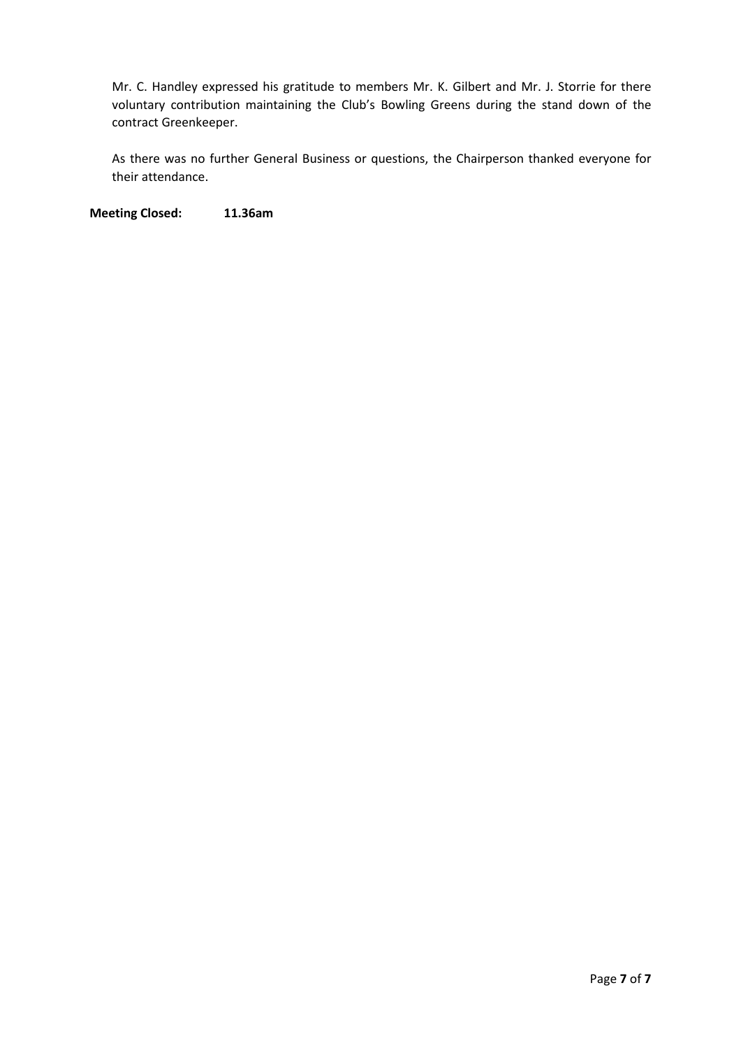Mr. C. Handley expressed his gratitude to members Mr. K. Gilbert and Mr. J. Storrie for there voluntary contribution maintaining the Club's Bowling Greens during the stand down of the contract Greenkeeper.

As there was no further General Business or questions, the Chairperson thanked everyone for their attendance.

**Meeting Closed: 11.36am**